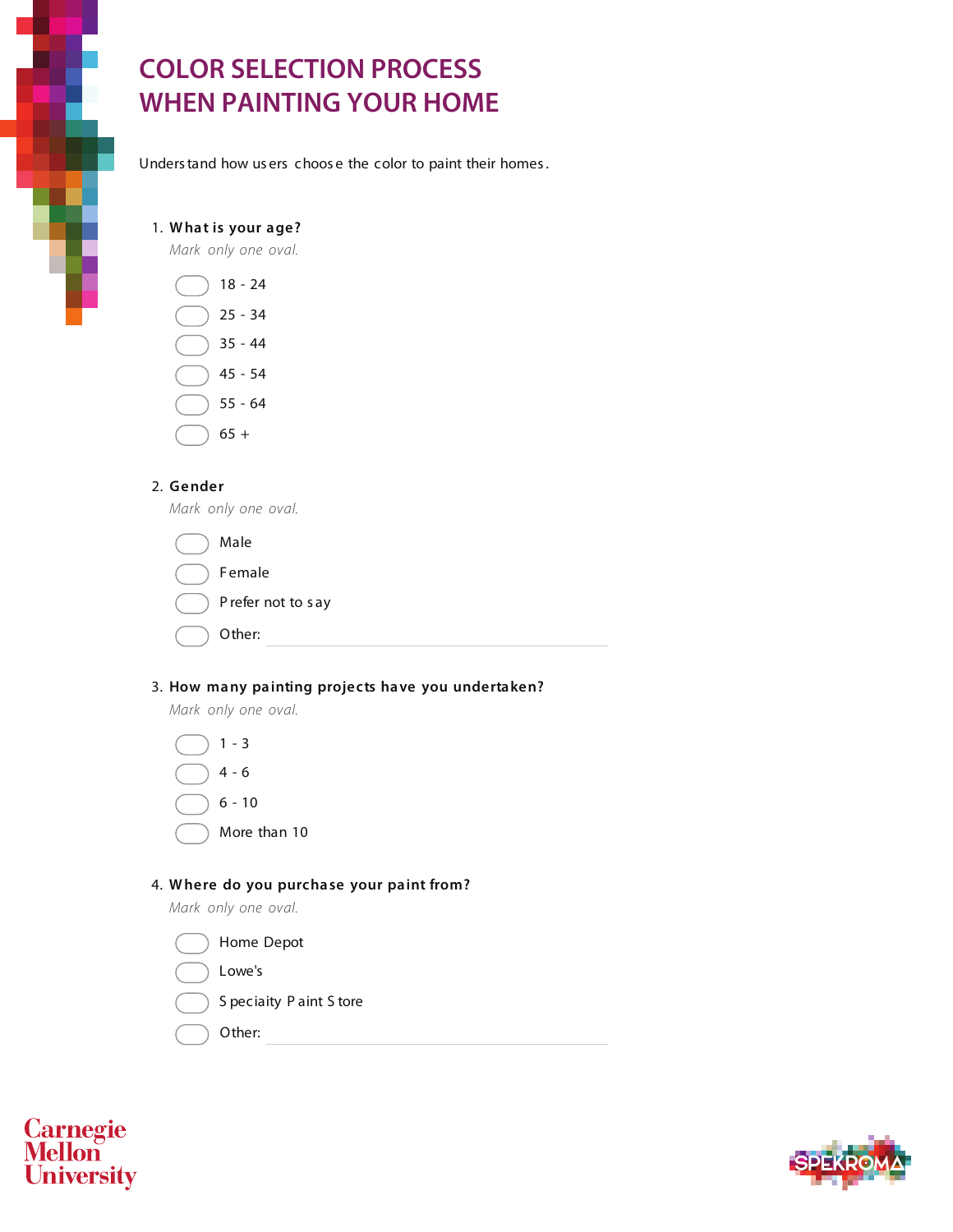# COLOR SELECTION PROCESS WHEN PAINTING YOUR HOME

Understand how users choose the color to paint their homes.

1. **What is your age?**

   *Mark only one oval.*

   - 18 - 24
   - 25 - 34
   - 35 - 44
   - 45 - 54
   - 55 - 64
   - 65 +

2. **Gender**

   *Mark only one oval.*

   - Male
   - Female
   - Prefer not to say
   - Other: ____________________

3. **How many painting projects have you undertaken?**

   *Mark only one oval.*

   - 1 - 3
   - 4 - 6
   - 6 - 10
   - More than 10

4. **Where do you purchase your paint from?**

   *Mark only one oval.*

   - Home Depot
   - Lowe's
   - Speciaity Paint Store
   - Other: ____________________

Carnegie Mellon University

SPEKROMA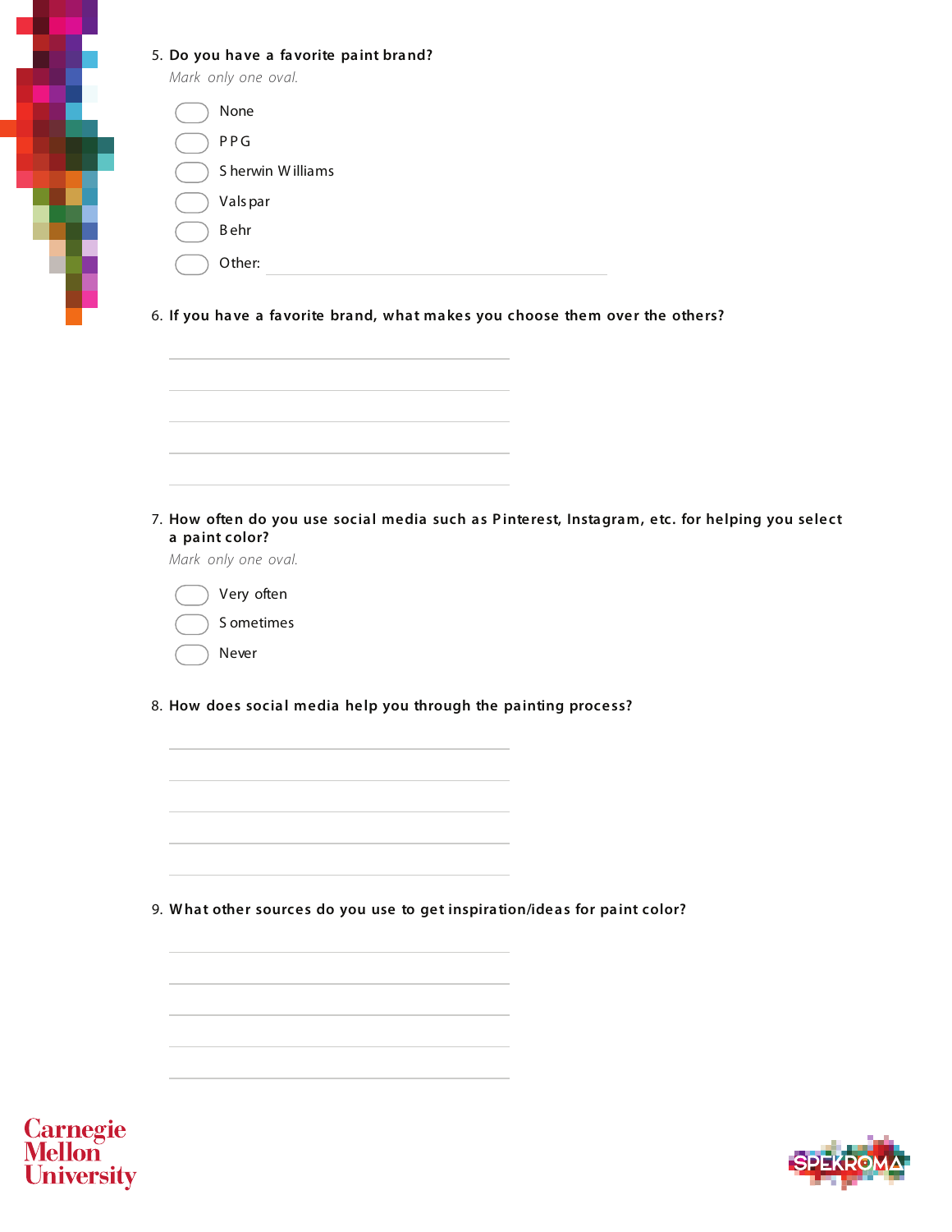5. **Do you have a favorite paint brand?**

*Mark only one oval.*

- None
- PPG
- Sherwin Williams
- Valspar
- Behr
- Other: ______________________

6. **If you have a favorite brand, what makes you choose them over the others?**

______________________

______________________

______________________

______________________

______________________

7. **How often do you use social media such as Pinterest, Instagram, etc. for helping you select a paint color?**

*Mark only one oval.*

- Very often
- Sometimes
- Never

8. **How does social media help you through the painting process?**

______________________

______________________

______________________

______________________

______________________

9. **What other sources do you use to get inspiration/ideas for paint color?**

______________________

______________________

______________________

______________________

______________________

Carnegie Mellon University

SPEKROMA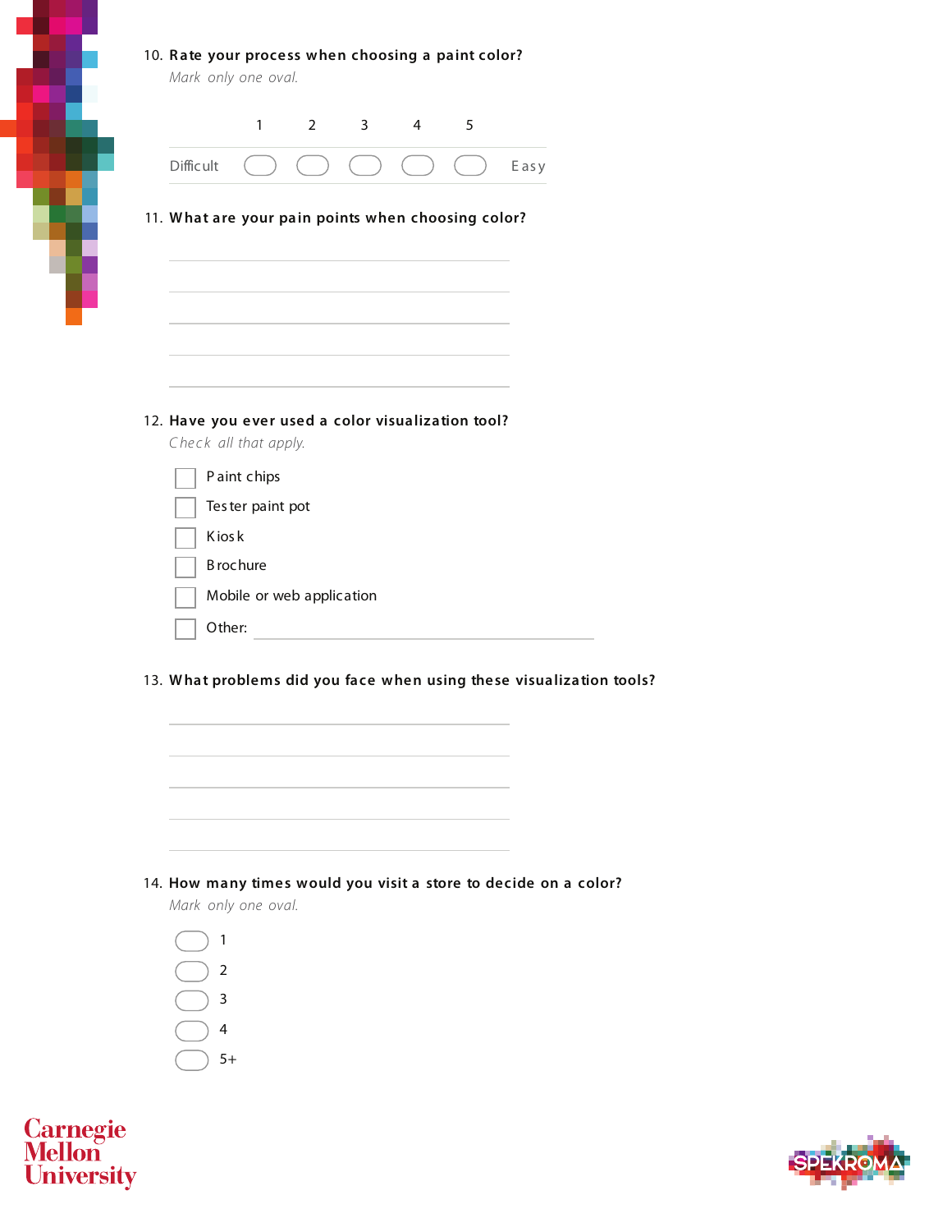10. **Rate your process when choosing a paint color?**

*Mark only one oval.*

| | 1 | 2 | 3 | 4 | 5 | |
|---|---|---|---|---|---|---|
| Difficult | ○ | ○ | ○ | ○ | ○ | Easy |

11. **What are your pain points when choosing color?**

\_\_\_\_\_\_\_\_\_\_\_\_\_\_\_\_\_\_\_\_\_\_\_\_\_\_\_\_\_\_\_\_\_\_\_\_\_\_\_\_

\_\_\_\_\_\_\_\_\_\_\_\_\_\_\_\_\_\_\_\_\_\_\_\_\_\_\_\_\_\_\_\_\_\_\_\_\_\_\_\_

\_\_\_\_\_\_\_\_\_\_\_\_\_\_\_\_\_\_\_\_\_\_\_\_\_\_\_\_\_\_\_\_\_\_\_\_\_\_\_\_

\_\_\_\_\_\_\_\_\_\_\_\_\_\_\_\_\_\_\_\_\_\_\_\_\_\_\_\_\_\_\_\_\_\_\_\_\_\_\_\_

\_\_\_\_\_\_\_\_\_\_\_\_\_\_\_\_\_\_\_\_\_\_\_\_\_\_\_\_\_\_\_\_\_\_\_\_\_\_\_\_

12. **Have you ever used a color visualization tool?**

*Check all that apply.*

- [ ] Paint chips
- [ ] Tester paint pot
- [ ] Kiosk
- [ ] Brochure
- [ ] Mobile or web application
- [ ] Other: \_\_\_\_\_\_\_\_\_\_\_\_\_\_\_\_\_\_\_\_\_\_\_\_\_\_\_\_\_\_\_\_\_\_\_\_

13. **What problems did you face when using these visualization tools?**

\_\_\_\_\_\_\_\_\_\_\_\_\_\_\_\_\_\_\_\_\_\_\_\_\_\_\_\_\_\_\_\_\_\_\_\_\_\_\_\_

\_\_\_\_\_\_\_\_\_\_\_\_\_\_\_\_\_\_\_\_\_\_\_\_\_\_\_\_\_\_\_\_\_\_\_\_\_\_\_\_

\_\_\_\_\_\_\_\_\_\_\_\_\_\_\_\_\_\_\_\_\_\_\_\_\_\_\_\_\_\_\_\_\_\_\_\_\_\_\_\_

\_\_\_\_\_\_\_\_\_\_\_\_\_\_\_\_\_\_\_\_\_\_\_\_\_\_\_\_\_\_\_\_\_\_\_\_\_\_\_\_

\_\_\_\_\_\_\_\_\_\_\_\_\_\_\_\_\_\_\_\_\_\_\_\_\_\_\_\_\_\_\_\_\_\_\_\_\_\_\_\_

14. **How many times would you visit a store to decide on a color?**

*Mark only one oval.*

- ○ 1
- ○ 2
- ○ 3
- ○ 4
- ○ 5+

Carnegie Mellon University

SPEKROMA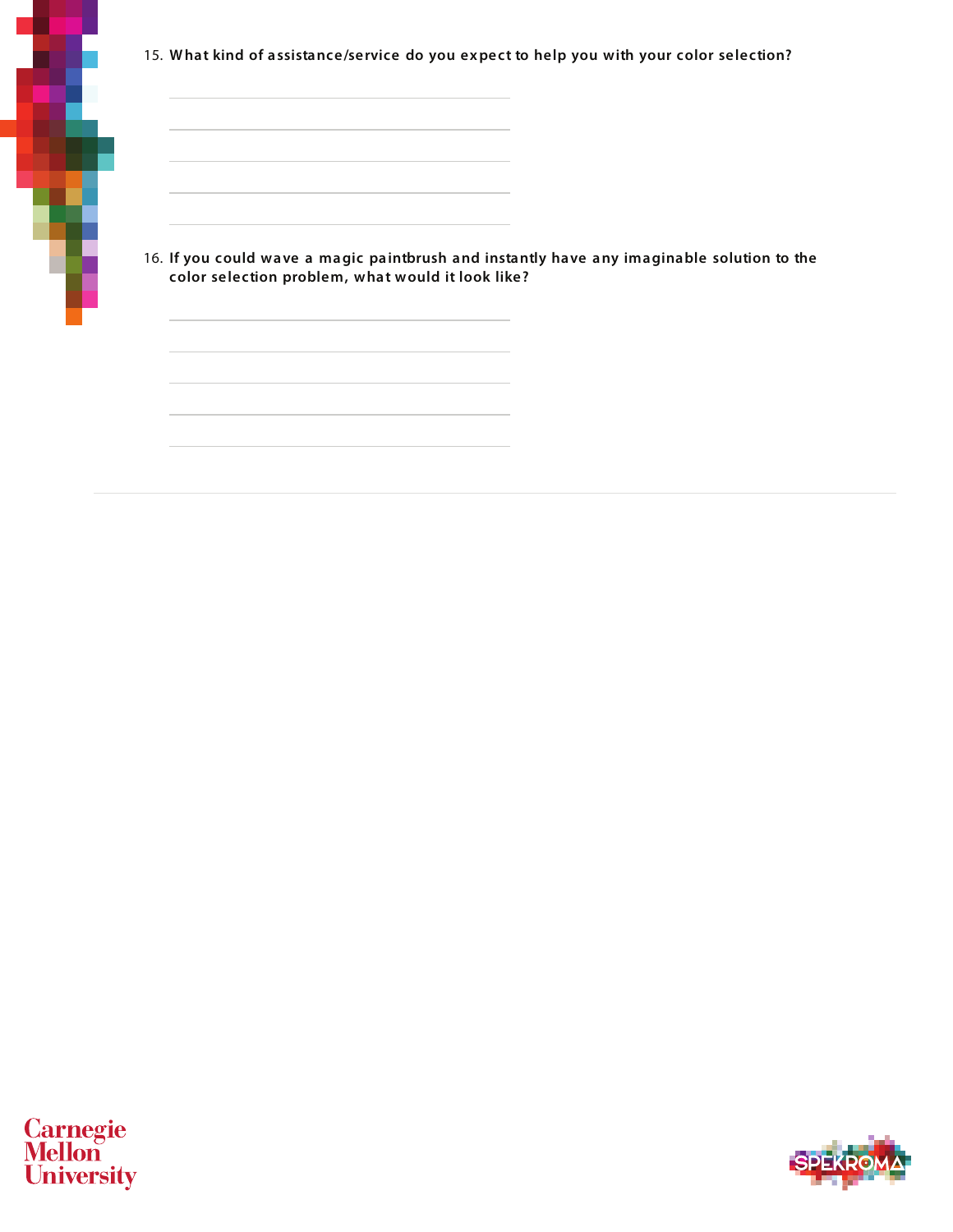15. **What kind of assistance/service do you expect to help you with your color selection?**

16. **If you could wave a magic paintbrush and instantly have any imaginable solution to the color selection problem, what would it look like?**